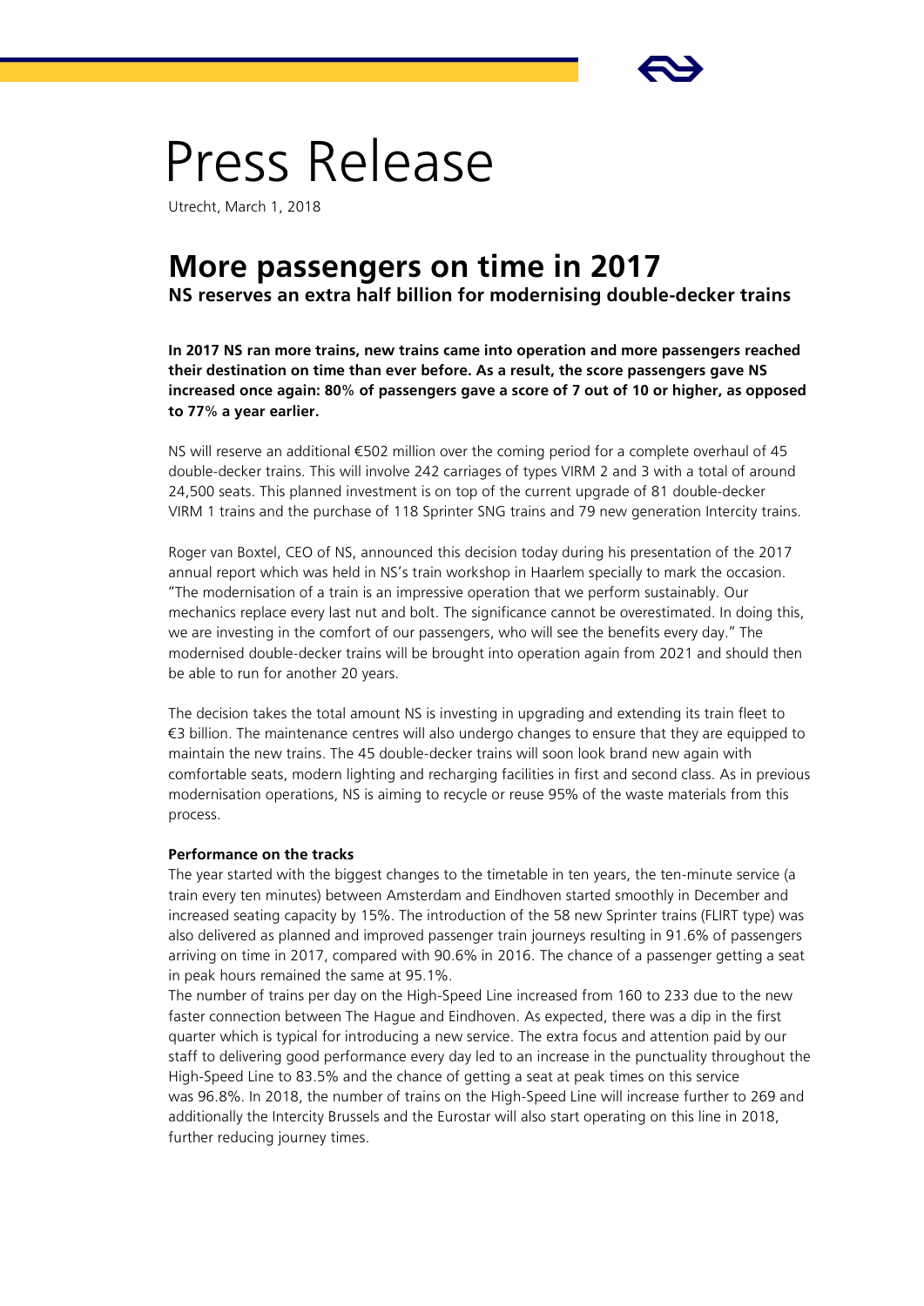# Press Release

Utrecht, March 1, 2018

## More passengers on time in 2017

### NS reserves an extra half billion for modernising double-decker trains

**In 2017 NS ran more trains, new trains came into operation and more passengers reached their destination on time than ever before. As a result, the score passengers gave NS increased once again: 80% of passengers gave a score of 7 out of 10 or higher, as opposed to 77% a year earlier.**

NS will reserve an additional €502 million over the coming period for a complete overhaul of 45 double-decker trains. This will involve 242 carriages of types VIRM 2 and 3 with a total of around 24,500 seats. This planned investment is on top of the current upgrade of 81 double-decker VIRM 1 trains and the purchase of 118 Sprinter SNG trains and 79 new generation Intercity trains.

Roger van Boxtel, CEO of NS, announced this decision today during his presentation of the 2017 annual report which was held in NS's train workshop in Haarlem specially to mark the occasion. "The modernisation of a train is an impressive operation that we perform sustainably. Our mechanics replace every last nut and bolt. The significance cannot be overestimated. In doing this, we are investing in the comfort of our passengers, who will see the benefits every day." The modernised double-decker trains will be brought into operation again from 2021 and should then be able to run for another 20 years.

The decision takes the total amount NS is investing in upgrading and extending its train fleet to €3 billion. The maintenance centres will also undergo changes to ensure that they are equipped to maintain the new trains. The 45 double-decker trains will soon look brand new again with comfortable seats, modern lighting and recharging facilities in first and second class. As in previous modernisation operations, NS is aiming to recycle or reuse 95% of the waste materials from this process.

**Performance on the tracks**

The year started with the biggest changes to the timetable in ten years, the ten-minute service (a train every ten minutes) between Amsterdam and Eindhoven started smoothly in December and increased seating capacity by 15%. The introduction of the 58 new Sprinter trains (FLIRT type) was also delivered as planned and improved passenger train journeys resulting in 91.6% of passengers arriving on time in 2017, compared with 90.6% in 2016. The chance of a passenger getting a seat in peak hours remained the same at 95.1%.

The number of trains per day on the High-Speed Line increased from 160 to 233 due to the new faster connection between The Hague and Eindhoven. As expected, there was a dip in the first quarter which is typical for introducing a new service. The extra focus and attention paid by our staff to delivering good performance every day led to an increase in the punctuality throughout the High-Speed Line to 83.5% and the chance of getting a seat at peak times on this service was 96.8%. In 2018, the number of trains on the High-Speed Line will increase further to 269 and additionally the Intercity Brussels and the Eurostar will also start operating on this line in 2018, further reducing journey times.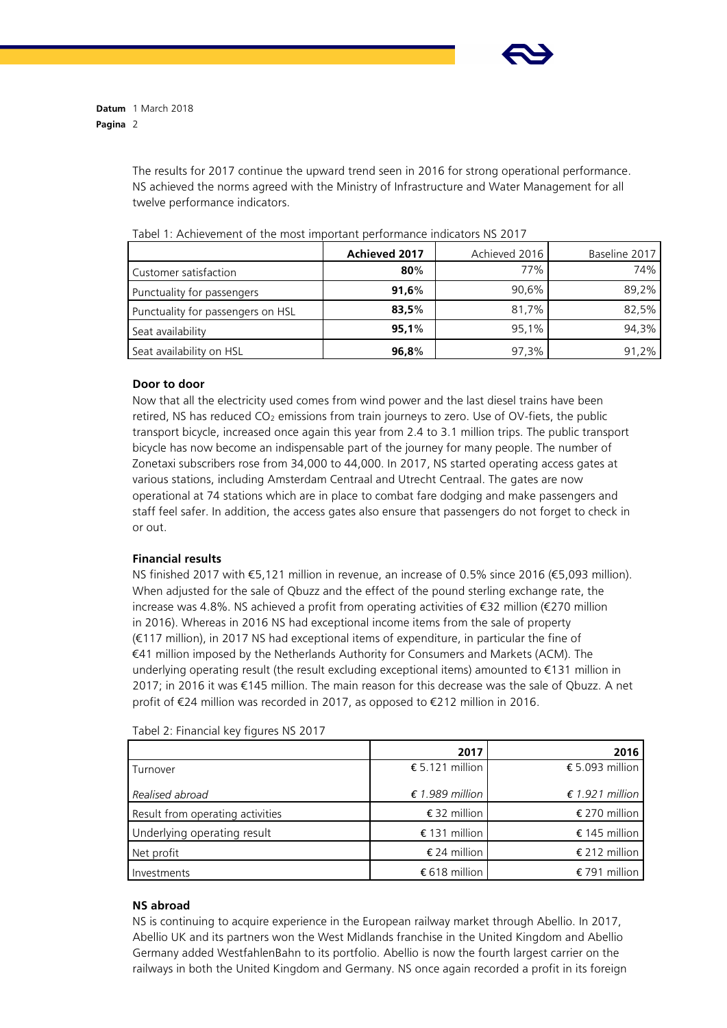The results for 2017 continue the upward trend seen in 2016 for strong operational performance. NS achieved the norms agreed with the Ministry of Infrastructure and Water Management for all twelve performance indicators.

Tabel 1: Achievement of the most important performance indicators NS 2017

| | **Achieved 2017** | Achieved 2016 | Baseline 2017 |
|---|---|---|---|
| Customer satisfaction | **80%** | 77% | 74% |
| Punctuality for passengers | **91,6%** | 90,6% | 89,2% |
| Punctuality for passengers on HSL | **83,5%** | 81,7% | 82,5% |
| Seat availability | **95,1%** | 95,1% | 94,3% |
| Seat availability on HSL | **96,8%** | 97,3% | 91,2% |

**Door to door**

Now that all the electricity used comes from wind power and the last diesel trains have been retired, NS has reduced $CO_2$ emissions from train journeys to zero. Use of OV-fiets, the public transport bicycle, increased once again this year from 2.4 to 3.1 million trips. The public transport bicycle has now become an indispensable part of the journey for many people. The number of Zonetaxi subscribers rose from 34,000 to 44,000. In 2017, NS started operating access gates at various stations, including Amsterdam Centraal and Utrecht Centraal. The gates are now operational at 74 stations which are in place to combat fare dodging and make passengers and staff feel safer. In addition, the access gates also ensure that passengers do not forget to check in or out.

**Financial results**

NS finished 2017 with €5,121 million in revenue, an increase of 0.5% since 2016 (€5,093 million). When adjusted for the sale of Qbuzz and the effect of the pound sterling exchange rate, the increase was 4.8%. NS achieved a profit from operating activities of €32 million (€270 million in 2016). Whereas in 2016 NS had exceptional income items from the sale of property (€117 million), in 2017 NS had exceptional items of expenditure, in particular the fine of €41 million imposed by the Netherlands Authority for Consumers and Markets (ACM). The underlying operating result (the result excluding exceptional items) amounted to €131 million in 2017; in 2016 it was €145 million. The main reason for this decrease was the sale of Qbuzz. A net profit of €24 million was recorded in 2017, as opposed to €212 million in 2016.

Tabel 2: Financial key figures NS 2017

| | **2017** | **2016** |
|---|---|---|
| Turnover | € 5.121 million | € 5.093 million |
| *Realised abroad* | *€ 1.989 million* | *€ 1.921 million* |
| Result from operating activities | € 32 million | € 270 million |
| Underlying operating result | € 131 million | € 145 million |
| Net profit | € 24 million | € 212 million |
| Investments | € 618 million | € 791 million |

**NS abroad**

NS is continuing to acquire experience in the European railway market through Abellio. In 2017, Abellio UK and its partners won the West Midlands franchise in the United Kingdom and Abellio Germany added WestfahlenBahn to its portfolio. Abellio is now the fourth largest carrier on the railways in both the United Kingdom and Germany. NS once again recorded a profit in its foreign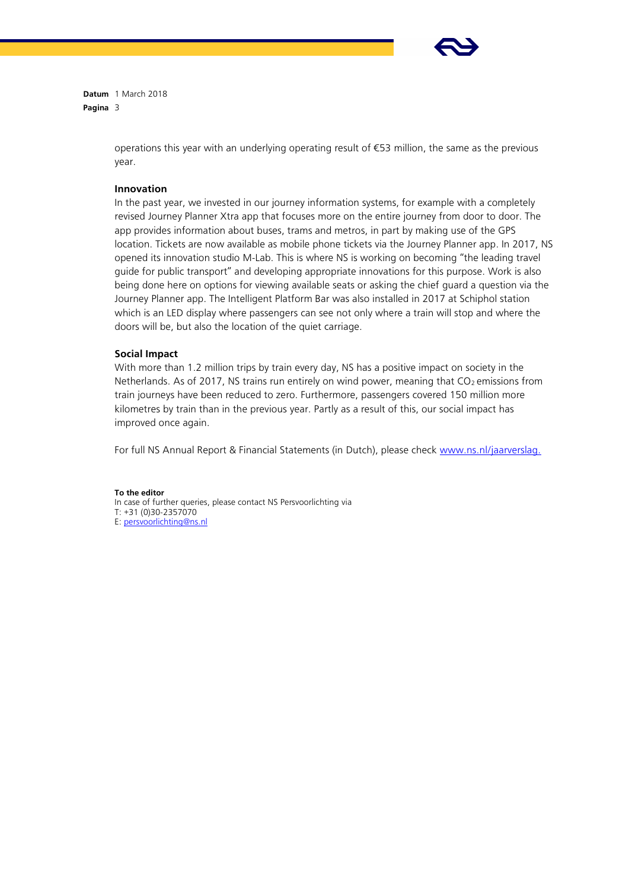operations this year with an underlying operating result of €53 million, the same as the previous year.

**Innovation**

In the past year, we invested in our journey information systems, for example with a completely revised Journey Planner Xtra app that focuses more on the entire journey from door to door. The app provides information about buses, trams and metros, in part by making use of the GPS location. Tickets are now available as mobile phone tickets via the Journey Planner app. In 2017, NS opened its innovation studio M-Lab. This is where NS is working on becoming "the leading travel guide for public transport" and developing appropriate innovations for this purpose. Work is also being done here on options for viewing available seats or asking the chief guard a question via the Journey Planner app. The Intelligent Platform Bar was also installed in 2017 at Schiphol station which is an LED display where passengers can see not only where a train will stop and where the doors will be, but also the location of the quiet carriage.

**Social Impact**

With more than 1.2 million trips by train every day, NS has a positive impact on society in the Netherlands. As of 2017, NS trains run entirely on wind power, meaning that $CO_2$ emissions from train journeys have been reduced to zero. Furthermore, passengers covered 150 million more kilometres by train than in the previous year. Partly as a result of this, our social impact has improved once again.

For full NS Annual Report & Financial Statements (in Dutch), please check [www.ns.nl/jaarverslag.](http://www.ns.nl/jaarverslag)

**To the editor**
In case of further queries, please contact NS Persvoorlichting via
T: +31 (0)30-2357070
E: [persvoorlichting@ns.nl](mailto:persvoorlichting@ns.nl)